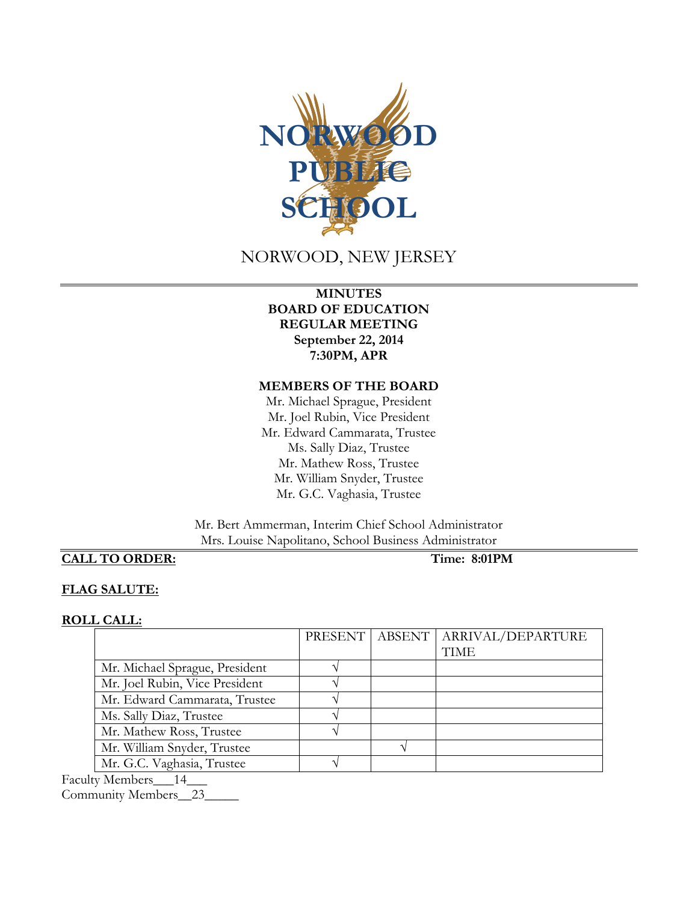NORWOOD PUBLIC SCHOOL

NORWOOD, NEW JERSEY

**MINUTES**
**BOARD OF EDUCATION**
**REGULAR MEETING**
**September 22, 2014**
**7:30PM, APR**

**MEMBERS OF THE BOARD**

Mr. Michael Sprague, President
Mr. Joel Rubin, Vice President
Mr. Edward Cammarata, Trustee
Ms. Sally Diaz, Trustee
Mr. Mathew Ross, Trustee
Mr. William Snyder, Trustee
Mr. G.C. Vaghasia, Trustee

Mr. Bert Ammerman, Interim Chief School Administrator
Mrs. Louise Napolitano, School Business Administrator

**CALL TO ORDER:** **Time: 8:01PM**

**FLAG SALUTE:**

**ROLL CALL:**

| | PRESENT | ABSENT | ARRIVAL/DEPARTURE TIME |
|---|---|---|---|
| Mr. Michael Sprague, President | √ | | |
| Mr. Joel Rubin, Vice President | √ | | |
| Mr. Edward Cammarata, Trustee | √ | | |
| Ms. Sally Diaz, Trustee | √ | | |
| Mr. Mathew Ross, Trustee | √ | | |
| Mr. William Snyder, Trustee | | √ | |
| Mr. G.C. Vaghasia, Trustee | √ | | |

Faculty Members___14___
Community Members__23_____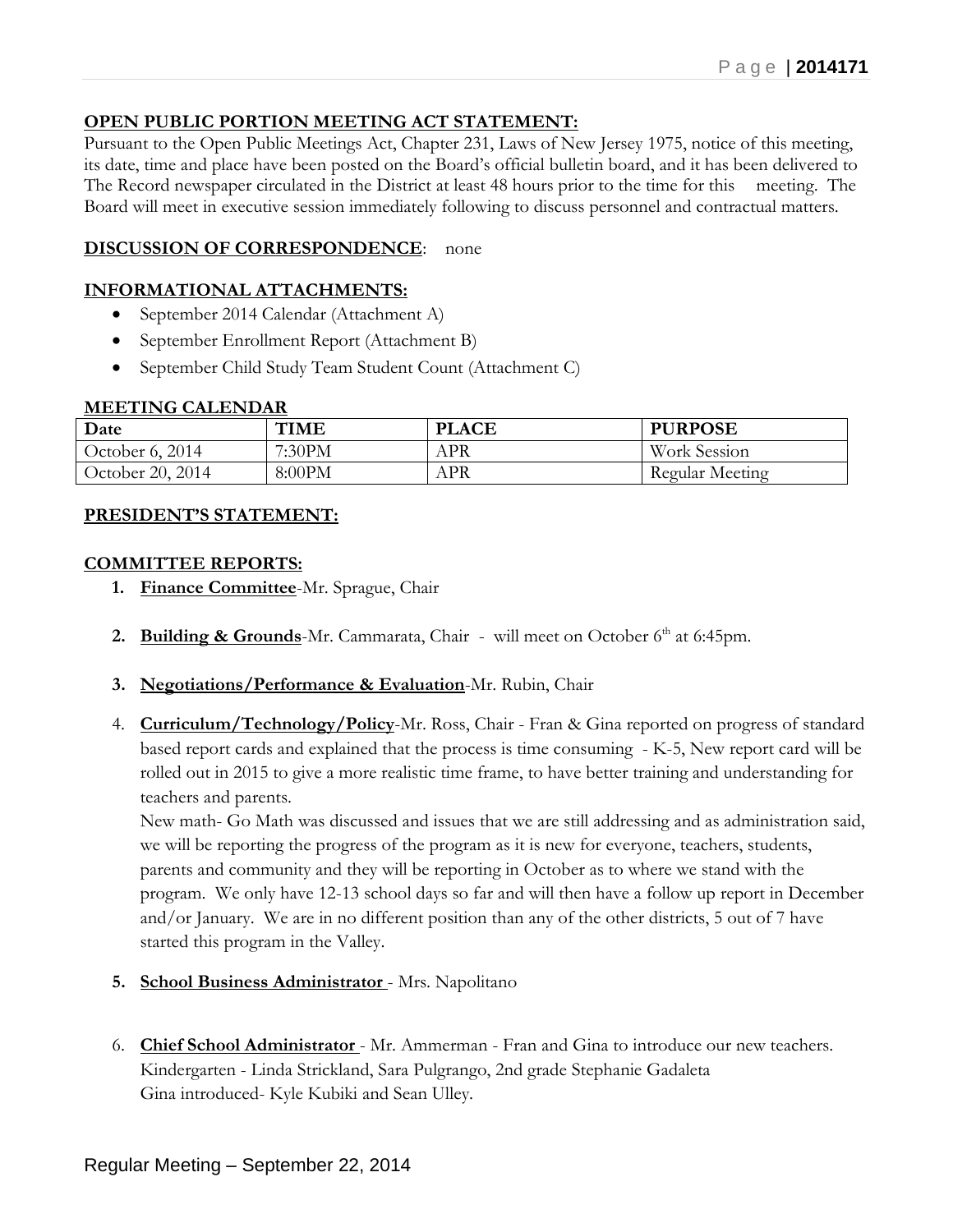**OPEN PUBLIC PORTION MEETING ACT STATEMENT:**

Pursuant to the Open Public Meetings Act, Chapter 231, Laws of New Jersey 1975, notice of this meeting, its date, time and place have been posted on the Board's official bulletin board, and it has been delivered to The Record newspaper circulated in the District at least 48 hours prior to the time for this meeting. The Board will meet in executive session immediately following to discuss personnel and contractual matters.

**DISCUSSION OF CORRESPONDENCE**: none

**INFORMATIONAL ATTACHMENTS:**

- September 2014 Calendar (Attachment A)
- September Enrollment Report (Attachment B)
- September Child Study Team Student Count (Attachment C)

**MEETING CALENDAR**

| Date | TIME | PLACE | PURPOSE |
|---|---|---|---|
| October 6, 2014 | 7:30PM | APR | Work Session |
| October 20, 2014 | 8:00PM | APR | Regular Meeting |

**PRESIDENT'S STATEMENT:**

**COMMITTEE REPORTS:**

1. **Finance Committee**-Mr. Sprague, Chair
2. **Building & Grounds**-Mr. Cammarata, Chair - will meet on October 6th at 6:45pm.
3. **Negotiations/Performance & Evaluation**-Mr. Rubin, Chair
4. **Curriculum/Technology/Policy**-Mr. Ross, Chair - Fran & Gina reported on progress of standard based report cards and explained that the process is time consuming - K-5, New report card will be rolled out in 2015 to give a more realistic time frame, to have better training and understanding for teachers and parents.

   New math- Go Math was discussed and issues that we are still addressing and as administration said, we will be reporting the progress of the program as it is new for everyone, teachers, students, parents and community and they will be reporting in October as to where we stand with the program. We only have 12-13 school days so far and will then have a follow up report in December and/or January. We are in no different position than any of the other districts, 5 out of 7 have started this program in the Valley.
5. **School Business Administrator** - Mrs. Napolitano
6. **Chief School Administrator** - Mr. Ammerman - Fran and Gina to introduce our new teachers. Kindergarten - Linda Strickland, Sara Pulgrango, 2nd grade Stephanie Gadaleta

   Gina introduced- Kyle Kubiki and Sean Ulley.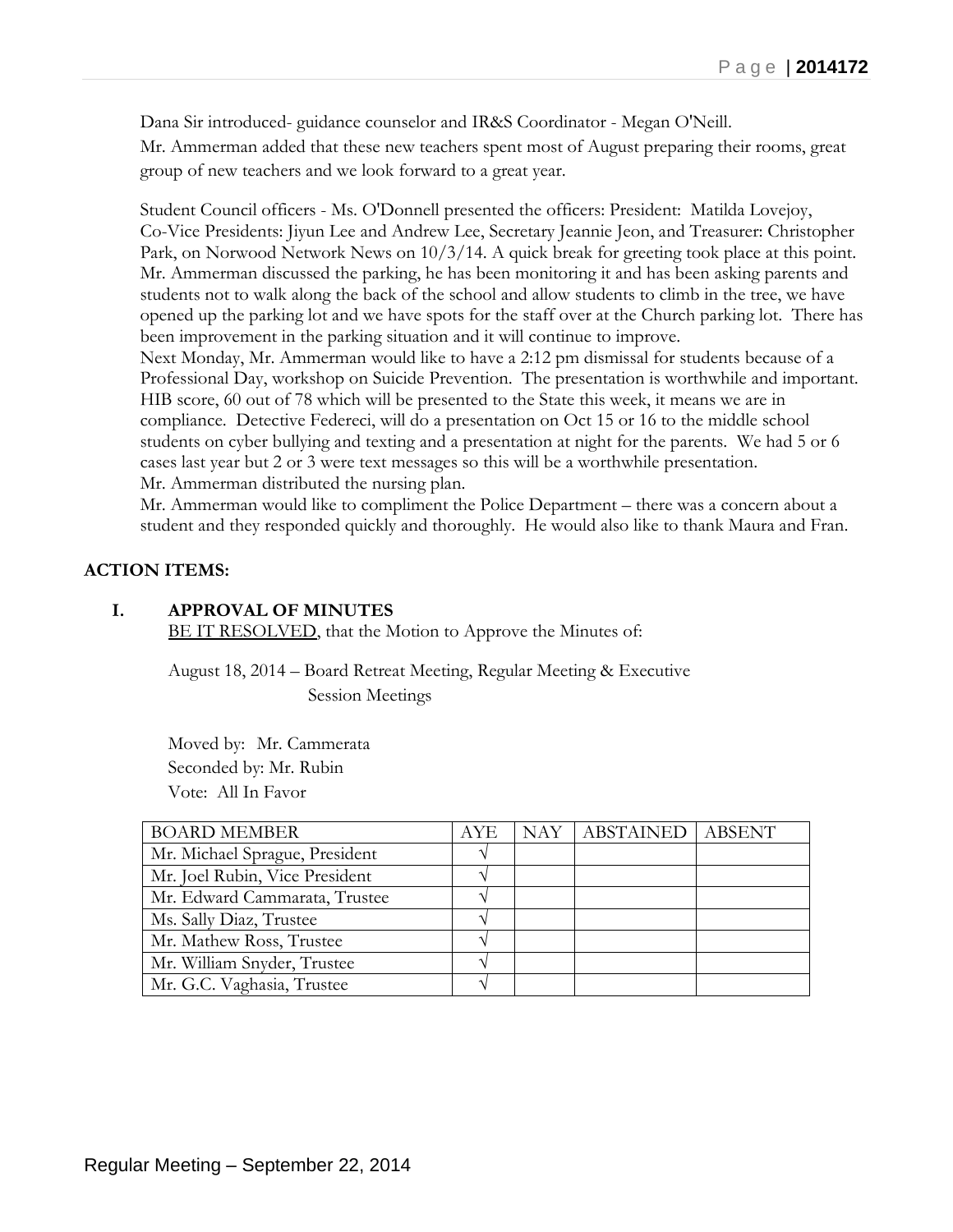Dana Sir introduced- guidance counselor and IR&S Coordinator - Megan O'Neill.

Mr. Ammerman added that these new teachers spent most of August preparing their rooms, great group of new teachers and we look forward to a great year.

Student Council officers - Ms. O'Donnell presented the officers: President: Matilda Lovejoy, Co-Vice Presidents: Jiyun Lee and Andrew Lee, Secretary Jeannie Jeon, and Treasurer: Christopher Park, on Norwood Network News on 10/3/14. A quick break for greeting took place at this point. Mr. Ammerman discussed the parking, he has been monitoring it and has been asking parents and students not to walk along the back of the school and allow students to climb in the tree, we have opened up the parking lot and we have spots for the staff over at the Church parking lot. There has been improvement in the parking situation and it will continue to improve.

Next Monday, Mr. Ammerman would like to have a 2:12 pm dismissal for students because of a Professional Day, workshop on Suicide Prevention. The presentation is worthwhile and important. HIB score, 60 out of 78 which will be presented to the State this week, it means we are in compliance. Detective Federeci, will do a presentation on Oct 15 or 16 to the middle school students on cyber bullying and texting and a presentation at night for the parents. We had 5 or 6 cases last year but 2 or 3 were text messages so this will be a worthwhile presentation.

Mr. Ammerman distributed the nursing plan.

Mr. Ammerman would like to compliment the Police Department – there was a concern about a student and they responded quickly and thoroughly. He would also like to thank Maura and Fran.

**ACTION ITEMS:**

**I. APPROVAL OF MINUTES**

BE IT RESOLVED, that the Motion to Approve the Minutes of:

August 18, 2014 – Board Retreat Meeting, Regular Meeting & Executive Session Meetings

Moved by: Mr. Cammerata
Seconded by: Mr. Rubin
Vote: All In Favor

| BOARD MEMBER | AYE | NAY | ABSTAINED | ABSENT |
|---|---|---|---|---|
| Mr. Michael Sprague, President | √ | | | |
| Mr. Joel Rubin, Vice President | √ | | | |
| Mr. Edward Cammarata, Trustee | √ | | | |
| Ms. Sally Diaz, Trustee | √ | | | |
| Mr. Mathew Ross, Trustee | √ | | | |
| Mr. William Snyder, Trustee | √ | | | |
| Mr. G.C. Vaghasia, Trustee | √ | | | |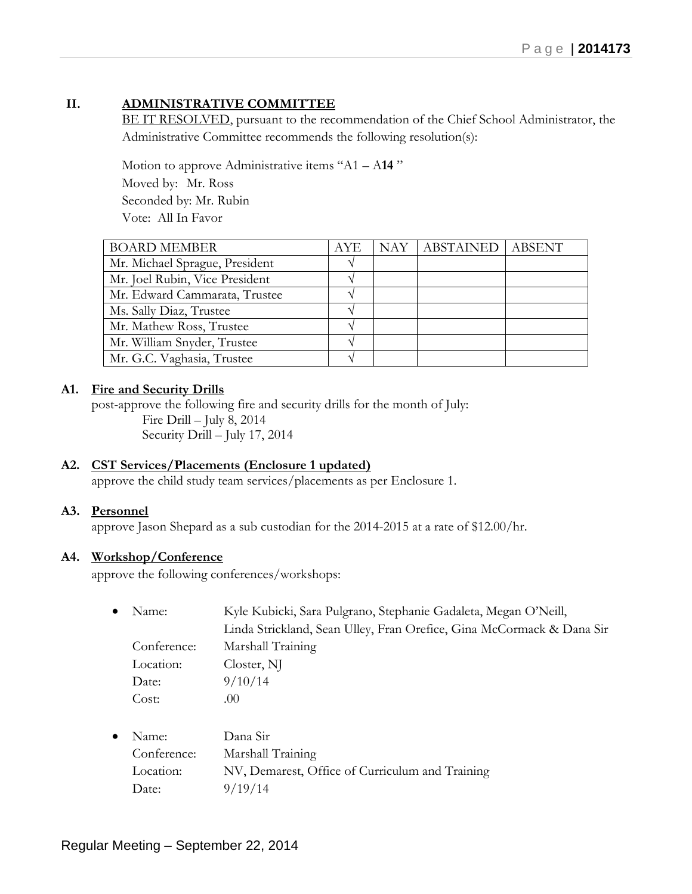## II. ADMINISTRATIVE COMMITTEE

BE IT RESOLVED, pursuant to the recommendation of the Chief School Administrator, the Administrative Committee recommends the following resolution(s):

Motion to approve Administrative items "A1 – A**14** "
Moved by: Mr. Ross
Seconded by: Mr. Rubin
Vote: All In Favor

| BOARD MEMBER | AYE | NAY | ABSTAINED | ABSENT |
|---|---|---|---|---|
| Mr. Michael Sprague, President | √ | | | |
| Mr. Joel Rubin, Vice President | √ | | | |
| Mr. Edward Cammarata, Trustee | √ | | | |
| Ms. Sally Diaz, Trustee | √ | | | |
| Mr. Mathew Ross, Trustee | √ | | | |
| Mr. William Snyder, Trustee | √ | | | |
| Mr. G.C. Vaghasia, Trustee | √ | | | |

### A1. Fire and Security Drills

post-approve the following fire and security drills for the month of July:
Fire Drill – July 8, 2014
Security Drill – July 17, 2014

### A2. CST Services/Placements (Enclosure 1 updated)

approve the child study team services/placements as per Enclosure 1.

### A3. Personnel

approve Jason Shepard as a sub custodian for the 2014-2015 at a rate of $12.00/hr.

### A4. Workshop/Conference

approve the following conferences/workshops:

- Name: Kyle Kubicki, Sara Pulgrano, Stephanie Gadaleta, Megan O'Neill, Linda Strickland, Sean Ulley, Fran Orefice, Gina McCormack & Dana Sir
  Conference: Marshall Training
  Location: Closter, NJ
  Date: 9/10/14
  Cost: .00

- Name: Dana Sir
  Conference: Marshall Training
  Location: NV, Demarest, Office of Curriculum and Training
  Date: 9/19/14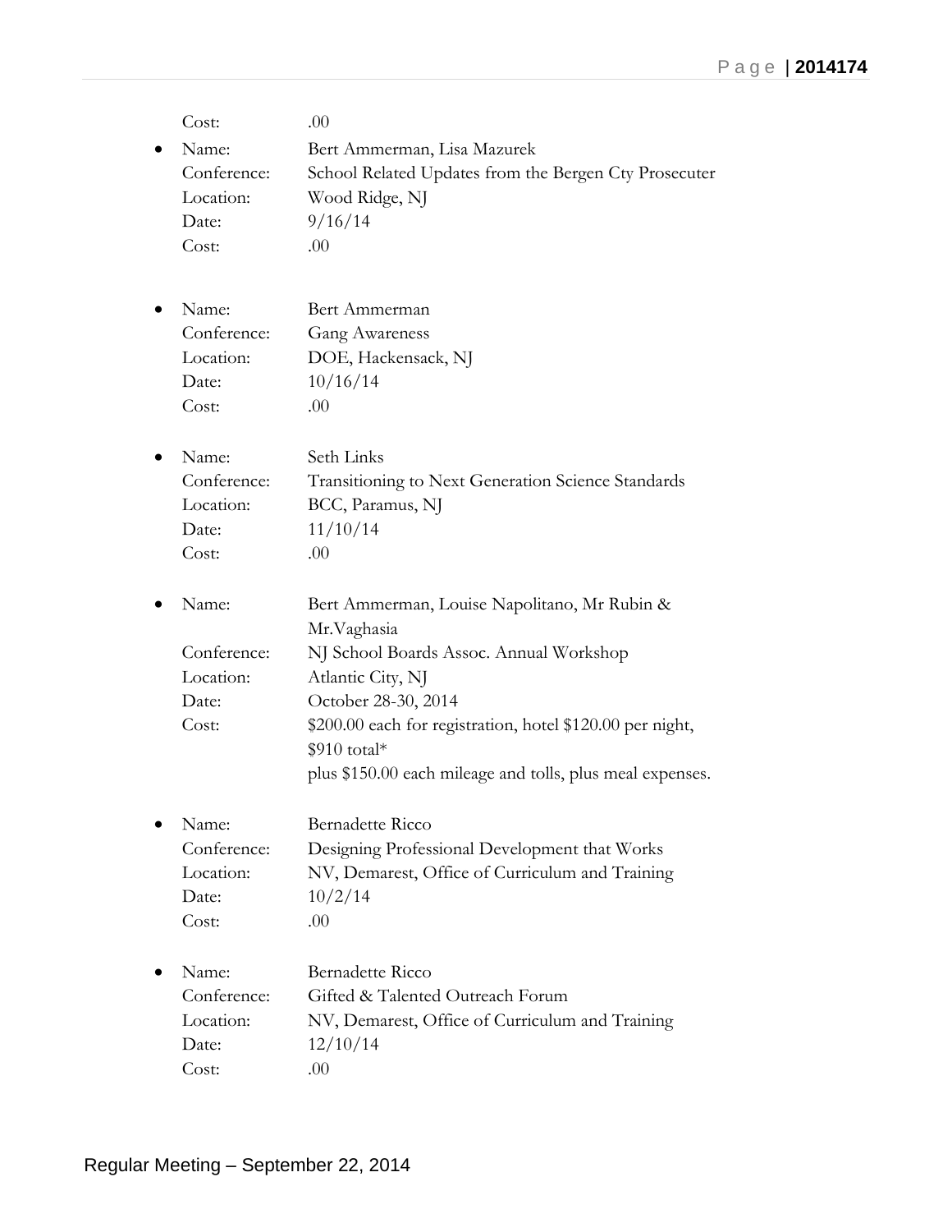Cost: .00

- Name: Bert Ammerman, Lisa Mazurek
  Conference: School Related Updates from the Bergen Cty Prosecuter
  Location: Wood Ridge, NJ
  Date: 9/16/14
  Cost: .00

- Name: Bert Ammerman
  Conference: Gang Awareness
  Location: DOE, Hackensack, NJ
  Date: 10/16/14
  Cost: .00

- Name: Seth Links
  Conference: Transitioning to Next Generation Science Standards
  Location: BCC, Paramus, NJ
  Date: 11/10/14
  Cost: .00

- Name: Bert Ammerman, Louise Napolitano, Mr Rubin & Mr.Vaghasia
  Conference: NJ School Boards Assoc. Annual Workshop
  Location: Atlantic City, NJ
  Date: October 28-30, 2014
  Cost: $200.00 each for registration, hotel $120.00 per night, $910 total*
  plus $150.00 each mileage and tolls, plus meal expenses.

- Name: Bernadette Ricco
  Conference: Designing Professional Development that Works
  Location: NV, Demarest, Office of Curriculum and Training
  Date: 10/2/14
  Cost: .00

- Name: Bernadette Ricco
  Conference: Gifted & Talented Outreach Forum
  Location: NV, Demarest, Office of Curriculum and Training
  Date: 12/10/14
  Cost: .00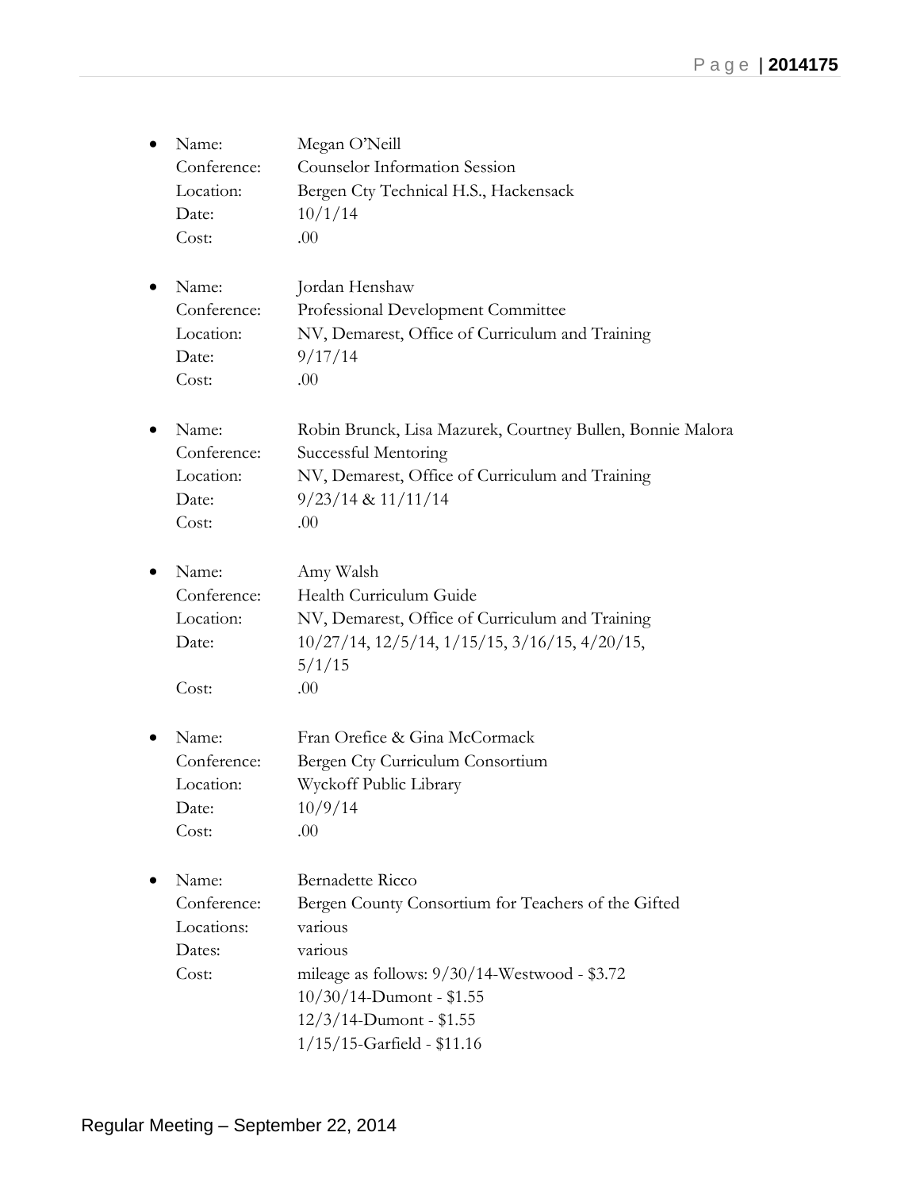- Name: Megan O'Neill
  Conference: Counselor Information Session
  Location: Bergen Cty Technical H.S., Hackensack
  Date: 10/1/14
  Cost: .00

- Name: Jordan Henshaw
  Conference: Professional Development Committee
  Location: NV, Demarest, Office of Curriculum and Training
  Date: 9/17/14
  Cost: .00

- Name: Robin Brunck, Lisa Mazurek, Courtney Bullen, Bonnie Malora
  Conference: Successful Mentoring
  Location: NV, Demarest, Office of Curriculum and Training
  Date: 9/23/14 & 11/11/14
  Cost: .00

- Name: Amy Walsh
  Conference: Health Curriculum Guide
  Location: NV, Demarest, Office of Curriculum and Training
  Date: 10/27/14, 12/5/14, 1/15/15, 3/16/15, 4/20/15, 5/1/15
  Cost: .00

- Name: Fran Orefice & Gina McCormack
  Conference: Bergen Cty Curriculum Consortium
  Location: Wyckoff Public Library
  Date: 10/9/14
  Cost: .00

- Name: Bernadette Ricco
  Conference: Bergen County Consortium for Teachers of the Gifted
  Locations: various
  Dates: various
  Cost: mileage as follows: 9/30/14-Westwood - $3.72
  10/30/14-Dumont - $1.55
  12/3/14-Dumont - $1.55
  1/15/15-Garfield - $11.16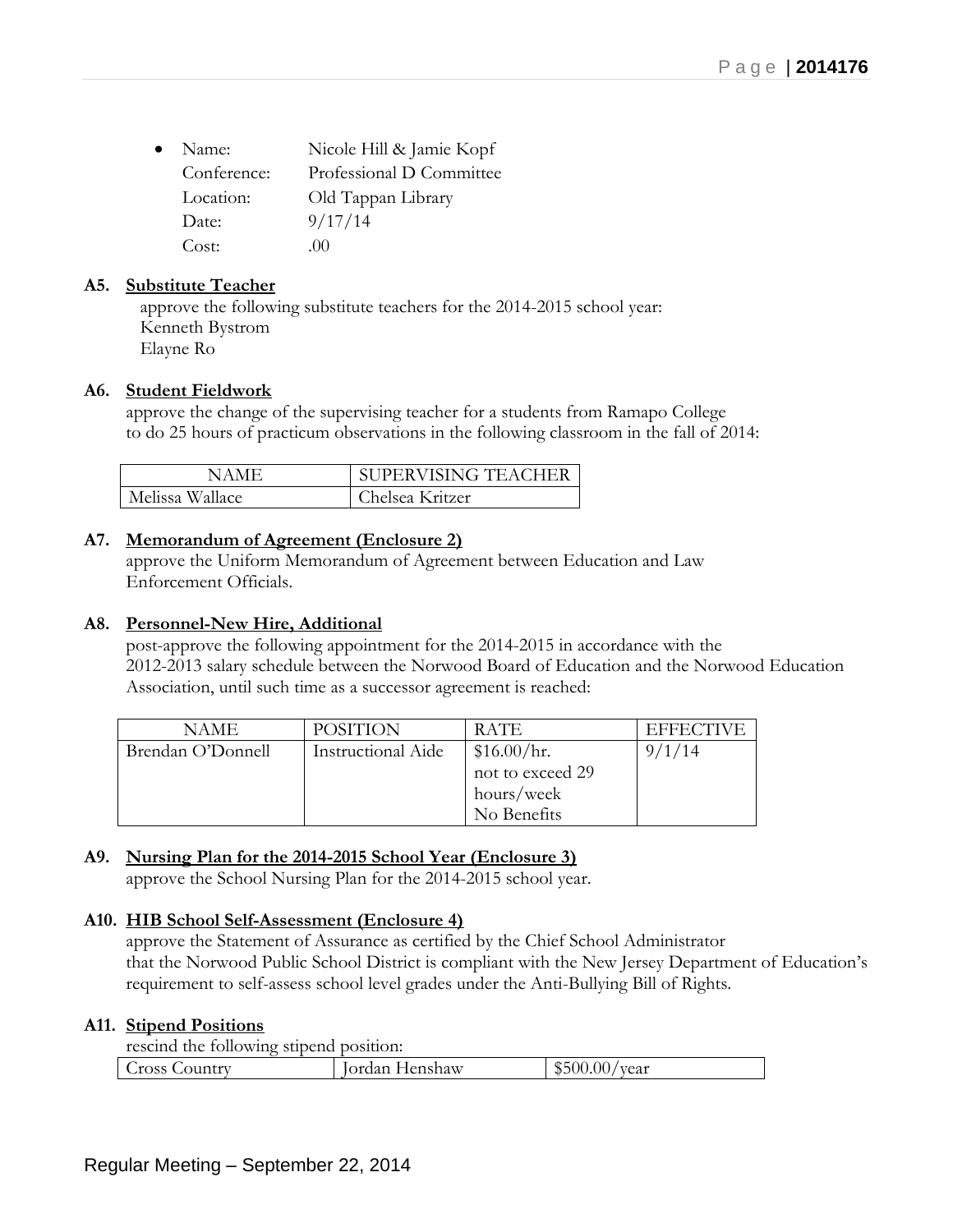- Name: Nicole Hill & Jamie Kopf
  Conference: Professional D Committee
  Location: Old Tappan Library
  Date: 9/17/14
  Cost: .00

**A5. <u>Substitute Teacher</u>**

approve the following substitute teachers for the 2014-2015 school year:
Kenneth Bystrom
Elayne Ro

**A6. <u>Student Fieldwork</u>**

approve the change of the supervising teacher for a students from Ramapo College to do 25 hours of practicum observations in the following classroom in the fall of 2014:

| NAME | SUPERVISING TEACHER |
|---|---|
| Melissa Wallace | Chelsea Kritzer |

**A7. <u>Memorandum of Agreement (Enclosure 2)</u>**

approve the Uniform Memorandum of Agreement between Education and Law Enforcement Officials.

**A8. <u>Personnel-New Hire, Additional</u>**

post-approve the following appointment for the 2014-2015 in accordance with the 2012-2013 salary schedule between the Norwood Board of Education and the Norwood Education Association, until such time as a successor agreement is reached:

| NAME | POSITION | RATE | EFFECTIVE |
|---|---|---|---|
| Brendan O'Donnell | Instructional Aide | $16.00/hr. not to exceed 29 hours/week No Benefits | 9/1/14 |

**A9. <u>Nursing Plan for the 2014-2015 School Year (Enclosure 3)</u>**

approve the School Nursing Plan for the 2014-2015 school year.

**A10. <u>HIB School Self-Assessment (Enclosure 4)</u>**

approve the Statement of Assurance as certified by the Chief School Administrator that the Norwood Public School District is compliant with the New Jersey Department of Education's requirement to self-assess school level grades under the Anti-Bullying Bill of Rights.

**A11. <u>Stipend Positions</u>**

rescind the following stipend position:

| Cross Country | Jordan Henshaw | $500.00/year |
|---|---|---|

Regular Meeting – September 22, 2014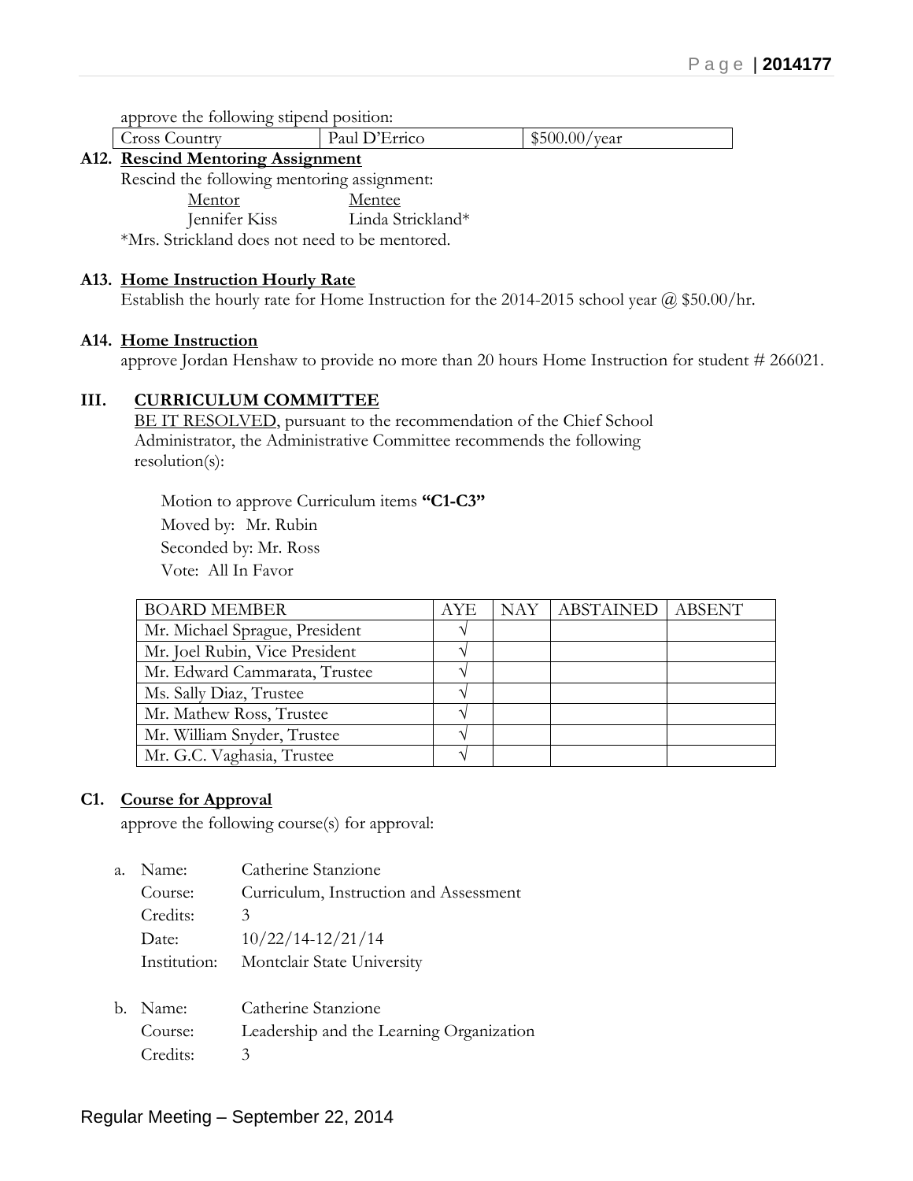approve the following stipend position:

| Cross Country | Paul D'Errico | $500.00/year |
|---|---|---|

**A12. Rescind Mentoring Assignment**

Rescind the following mentoring assignment:

| Mentor | Mentee |
|---|---|
| Jennifer Kiss | Linda Strickland* |

*Mrs. Strickland does not need to be mentored.

**A13. Home Instruction Hourly Rate**

Establish the hourly rate for Home Instruction for the 2014-2015 school year @ $50.00/hr.

**A14. Home Instruction**

approve Jordan Henshaw to provide no more than 20 hours Home Instruction for student # 266021.

## III. CURRICULUM COMMITTEE

BE IT RESOLVED, pursuant to the recommendation of the Chief School Administrator, the Administrative Committee recommends the following resolution(s):

Motion to approve Curriculum items **"C1-C3"**
Moved by: Mr. Rubin
Seconded by: Mr. Ross
Vote: All In Favor

| BOARD MEMBER | AYE | NAY | ABSTAINED | ABSENT |
|---|---|---|---|---|
| Mr. Michael Sprague, President | √ | | | |
| Mr. Joel Rubin, Vice President | √ | | | |
| Mr. Edward Cammarata, Trustee | √ | | | |
| Ms. Sally Diaz, Trustee | √ | | | |
| Mr. Mathew Ross, Trustee | √ | | | |
| Mr. William Snyder, Trustee | √ | | | |
| Mr. G.C. Vaghasia, Trustee | √ | | | |

**C1. Course for Approval**

approve the following course(s) for approval:

a. Name: Catherine Stanzione
   Course: Curriculum, Instruction and Assessment
   Credits: 3
   Date: 10/22/14-12/21/14
   Institution: Montclair State University

b. Name: Catherine Stanzione
   Course: Leadership and the Learning Organization
   Credits: 3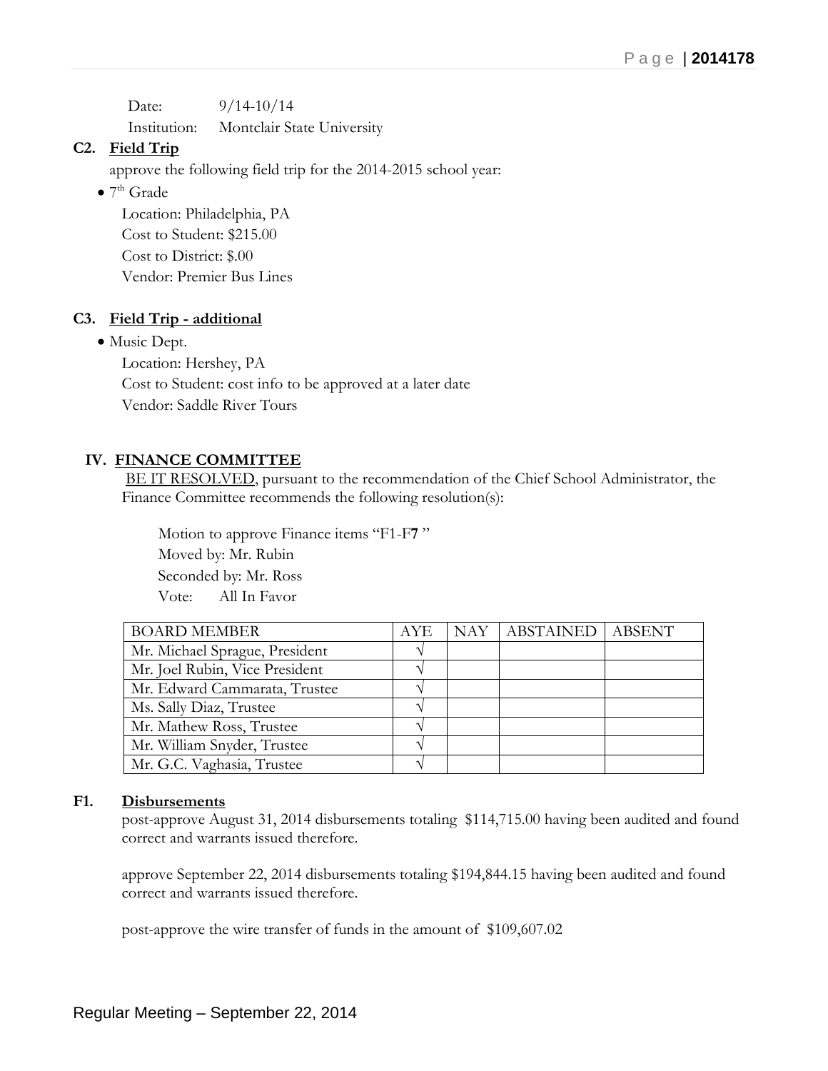Date: 9/14-10/14

Institution: Montclair State University

**C2. Field Trip**

approve the following field trip for the 2014-2015 school year:

- 7th Grade

  Location: Philadelphia, PA

  Cost to Student: $215.00

  Cost to District: $.00

  Vendor: Premier Bus Lines

**C3. Field Trip - additional**

- Music Dept.

  Location: Hershey, PA

  Cost to Student: cost info to be approved at a later date

  Vendor: Saddle River Tours

## IV. FINANCE COMMITTEE

BE IT RESOLVED, pursuant to the recommendation of the Chief School Administrator, the Finance Committee recommends the following resolution(s):

Motion to approve Finance items "F1-F**7** "

Moved by: Mr. Rubin

Seconded by: Mr. Ross

Vote: All In Favor

| BOARD MEMBER | AYE | NAY | ABSTAINED | ABSENT |
|---|---|---|---|---|
| Mr. Michael Sprague, President | √ | | | |
| Mr. Joel Rubin, Vice President | √ | | | |
| Mr. Edward Cammarata, Trustee | √ | | | |
| Ms. Sally Diaz, Trustee | √ | | | |
| Mr. Mathew Ross, Trustee | √ | | | |
| Mr. William Snyder, Trustee | √ | | | |
| Mr. G.C. Vaghasia, Trustee | √ | | | |

**F1. Disbursements**

post-approve August 31, 2014 disbursements totaling $114,715.00 having been audited and found correct and warrants issued therefore.

approve September 22, 2014 disbursements totaling $194,844.15 having been audited and found correct and warrants issued therefore.

post-approve the wire transfer of funds in the amount of $109,607.02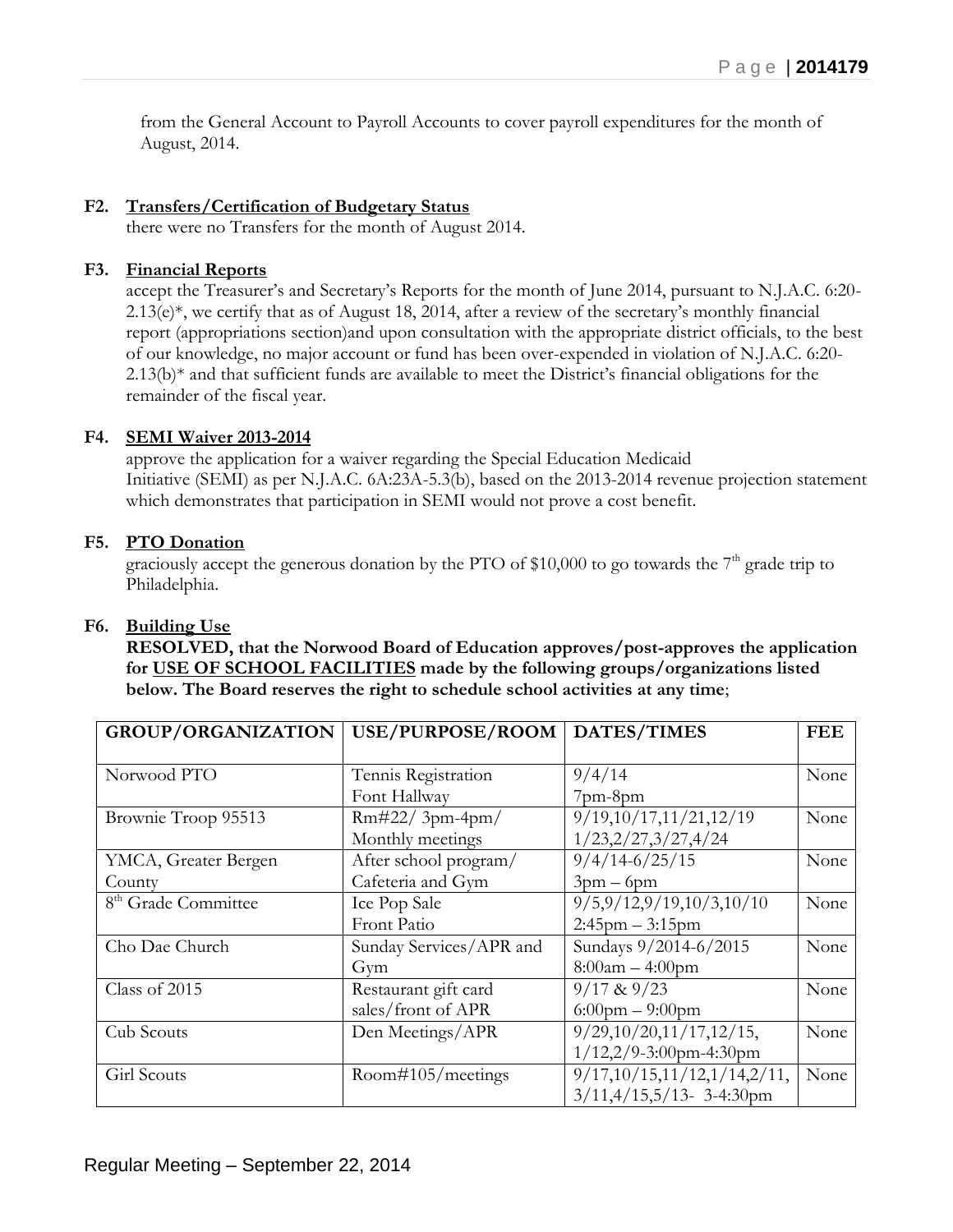from the General Account to Payroll Accounts to cover payroll expenditures for the month of August, 2014.

**F2. Transfers/Certification of Budgetary Status**

there were no Transfers for the month of August 2014.

**F3. Financial Reports**

accept the Treasurer's and Secretary's Reports for the month of June 2014, pursuant to N.J.A.C. 6:20-2.13(e)*, we certify that as of August 18, 2014, after a review of the secretary's monthly financial report (appropriations section)and upon consultation with the appropriate district officials, to the best of our knowledge, no major account or fund has been over-expended in violation of N.J.A.C. 6:20-2.13(b)* and that sufficient funds are available to meet the District's financial obligations for the remainder of the fiscal year.

**F4. SEMI Waiver 2013-2014**

approve the application for a waiver regarding the Special Education Medicaid Initiative (SEMI) as per N.J.A.C. 6A:23A-5.3(b), based on the 2013-2014 revenue projection statement which demonstrates that participation in SEMI would not prove a cost benefit.

**F5. PTO Donation**

graciously accept the generous donation by the PTO of $10,000 to go towards the 7th grade trip to Philadelphia.

**F6. Building Use**

**RESOLVED, that the Norwood Board of Education approves/post-approves the application for USE OF SCHOOL FACILITIES made by the following groups/organizations listed below. The Board reserves the right to schedule school activities at any time**;

| GROUP/ORGANIZATION | USE/PURPOSE/ROOM | DATES/TIMES | FEE |
|---|---|---|---|
| Norwood PTO | Tennis Registration Font Hallway | 9/4/14 7pm-8pm | None |
| Brownie Troop 95513 | Rm#22/ 3pm-4pm/ Monthly meetings | 9/19,10/17,11/21,12/19 1/23,2/27,3/27,4/24 | None |
| YMCA, Greater Bergen County | After school program/ Cafeteria and Gym | 9/4/14-6/25/15 3pm – 6pm | None |
| 8th Grade Committee | Ice Pop Sale Front Patio | 9/5,9/12,9/19,10/3,10/10 2:45pm – 3:15pm | None |
| Cho Dae Church | Sunday Services/APR and Gym | Sundays 9/2014-6/2015 8:00am – 4:00pm | None |
| Class of 2015 | Restaurant gift card sales/front of APR | 9/17 & 9/23 6:00pm – 9:00pm | None |
| Cub Scouts | Den Meetings/APR | 9/29,10/20,11/17,12/15, 1/12,2/9-3:00pm-4:30pm | None |
| Girl Scouts | Room#105/meetings | 9/17,10/15,11/12,1/14,2/11, 3/11,4/15,5/13- 3-4:30pm | None |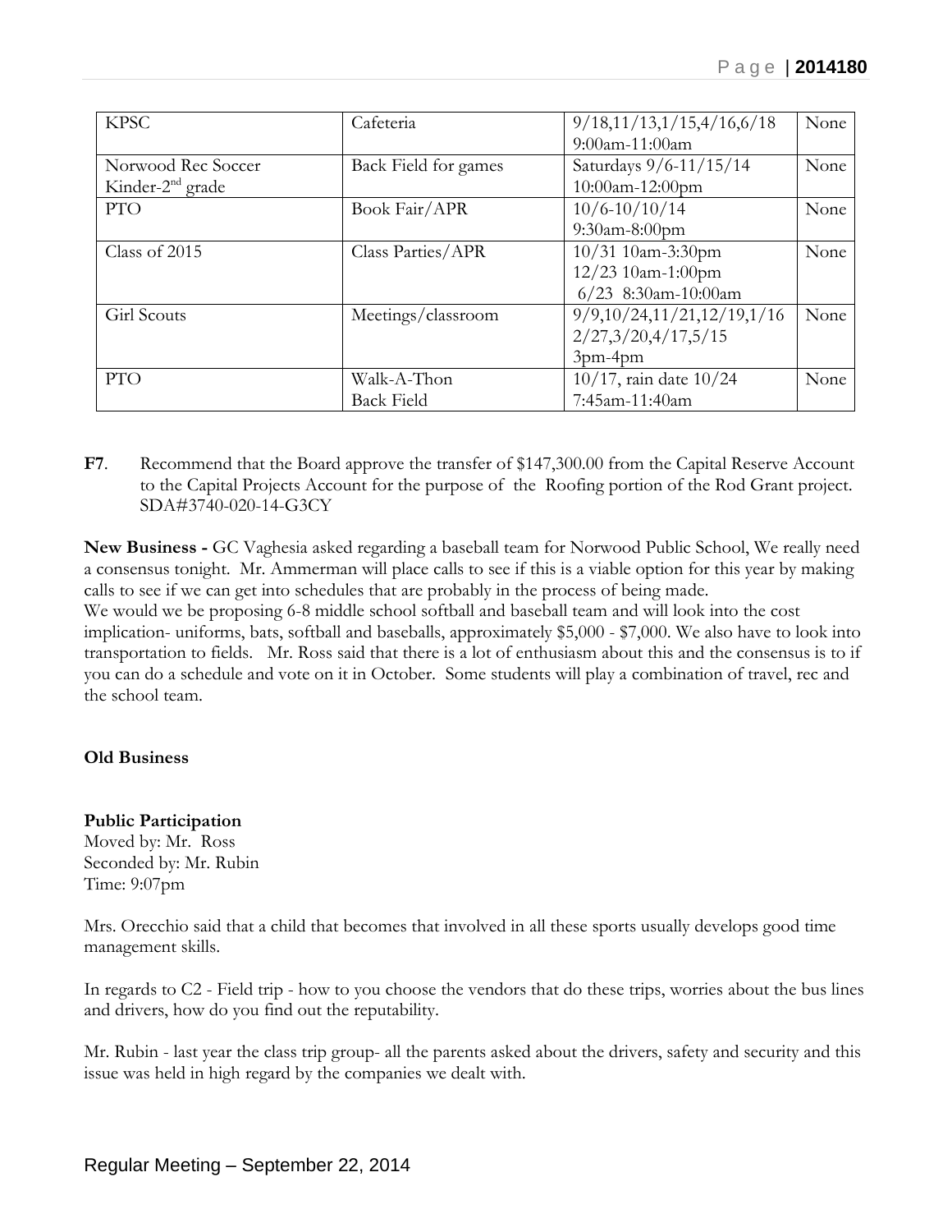| KPSC | Cafeteria | 9/18,11/13,1/15,4/16,6/18 9:00am-11:00am | None |
|---|---|---|---|
| Norwood Rec Soccer Kinder-2nd grade | Back Field for games | Saturdays 9/6-11/15/14 10:00am-12:00pm | None |
| PTO | Book Fair/APR | 10/6-10/10/14 9:30am-8:00pm | None |
| Class of 2015 | Class Parties/APR | 10/31 10am-3:30pm 12/23 10am-1:00pm 6/23 8:30am-10:00am | None |
| Girl Scouts | Meetings/classroom | 9/9,10/24,11/21,12/19,1/16 2/27,3/20,4/17,5/15 3pm-4pm | None |
| PTO | Walk-A-Thon Back Field | 10/17, rain date 10/24 7:45am-11:40am | None |

**F7**. Recommend that the Board approve the transfer of $147,300.00 from the Capital Reserve Account to the Capital Projects Account for the purpose of the Roofing portion of the Rod Grant project. SDA#3740-020-14-G3CY

**New Business -** GC Vaghesia asked regarding a baseball team for Norwood Public School, We really need a consensus tonight. Mr. Ammerman will place calls to see if this is a viable option for this year by making calls to see if we can get into schedules that are probably in the process of being made.
We would we be proposing 6-8 middle school softball and baseball team and will look into the cost implication- uniforms, bats, softball and baseballs, approximately $5,000 - $7,000. We also have to look into transportation to fields. Mr. Ross said that there is a lot of enthusiasm about this and the consensus is to if you can do a schedule and vote on it in October. Some students will play a combination of travel, rec and the school team.

**Old Business**

**Public Participation**
Moved by: Mr. Ross
Seconded by: Mr. Rubin
Time: 9:07pm

Mrs. Orecchio said that a child that becomes that involved in all these sports usually develops good time management skills.

In regards to C2 - Field trip - how to you choose the vendors that do these trips, worries about the bus lines and drivers, how do you find out the reputability.

Mr. Rubin - last year the class trip group- all the parents asked about the drivers, safety and security and this issue was held in high regard by the companies we dealt with.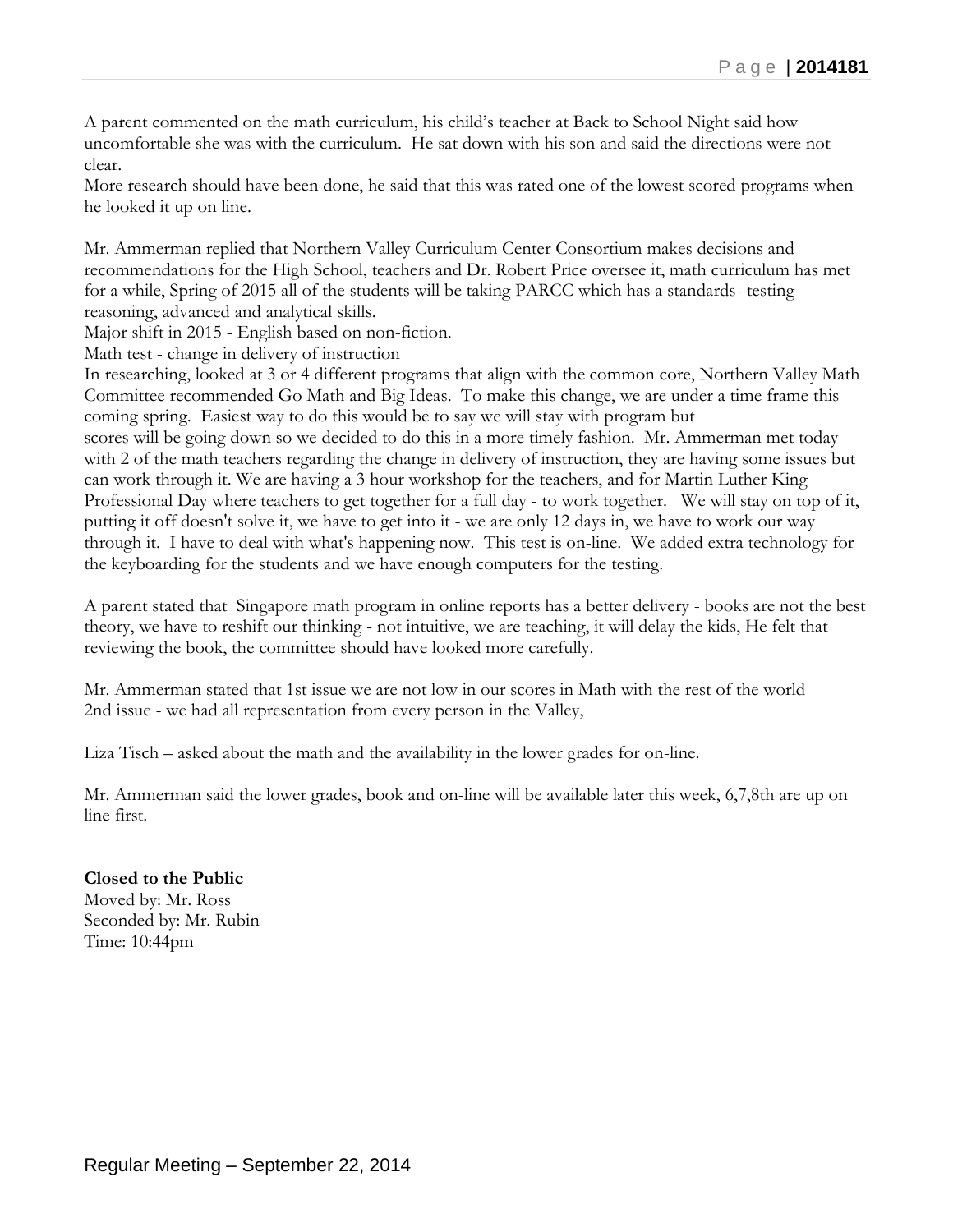A parent commented on the math curriculum, his child's teacher at Back to School Night said how uncomfortable she was with the curriculum. He sat down with his son and said the directions were not clear.
More research should have been done, he said that this was rated one of the lowest scored programs when he looked it up on line.

Mr. Ammerman replied that Northern Valley Curriculum Center Consortium makes decisions and recommendations for the High School, teachers and Dr. Robert Price oversee it, math curriculum has met for a while, Spring of 2015 all of the students will be taking PARCC which has a standards- testing reasoning, advanced and analytical skills.
Major shift in 2015 - English based on non-fiction.
Math test - change in delivery of instruction
In researching, looked at 3 or 4 different programs that align with the common core, Northern Valley Math Committee recommended Go Math and Big Ideas. To make this change, we are under a time frame this coming spring. Easiest way to do this would be to say we will stay with program but
scores will be going down so we decided to do this in a more timely fashion. Mr. Ammerman met today with 2 of the math teachers regarding the change in delivery of instruction, they are having some issues but can work through it. We are having a 3 hour workshop for the teachers, and for Martin Luther King Professional Day where teachers to get together for a full day - to work together. We will stay on top of it, putting it off doesn't solve it, we have to get into it - we are only 12 days in, we have to work our way through it. I have to deal with what's happening now. This test is on-line. We added extra technology for the keyboarding for the students and we have enough computers for the testing.

A parent stated that Singapore math program in online reports has a better delivery - books are not the best theory, we have to reshift our thinking - not intuitive, we are teaching, it will delay the kids, He felt that reviewing the book, the committee should have looked more carefully.

Mr. Ammerman stated that 1st issue we are not low in our scores in Math with the rest of the world
2nd issue - we had all representation from every person in the Valley,

Liza Tisch – asked about the math and the availability in the lower grades for on-line.

Mr. Ammerman said the lower grades, book and on-line will be available later this week, 6,7,8th are up on line first.

**Closed to the Public**
Moved by: Mr. Ross
Seconded by: Mr. Rubin
Time: 10:44pm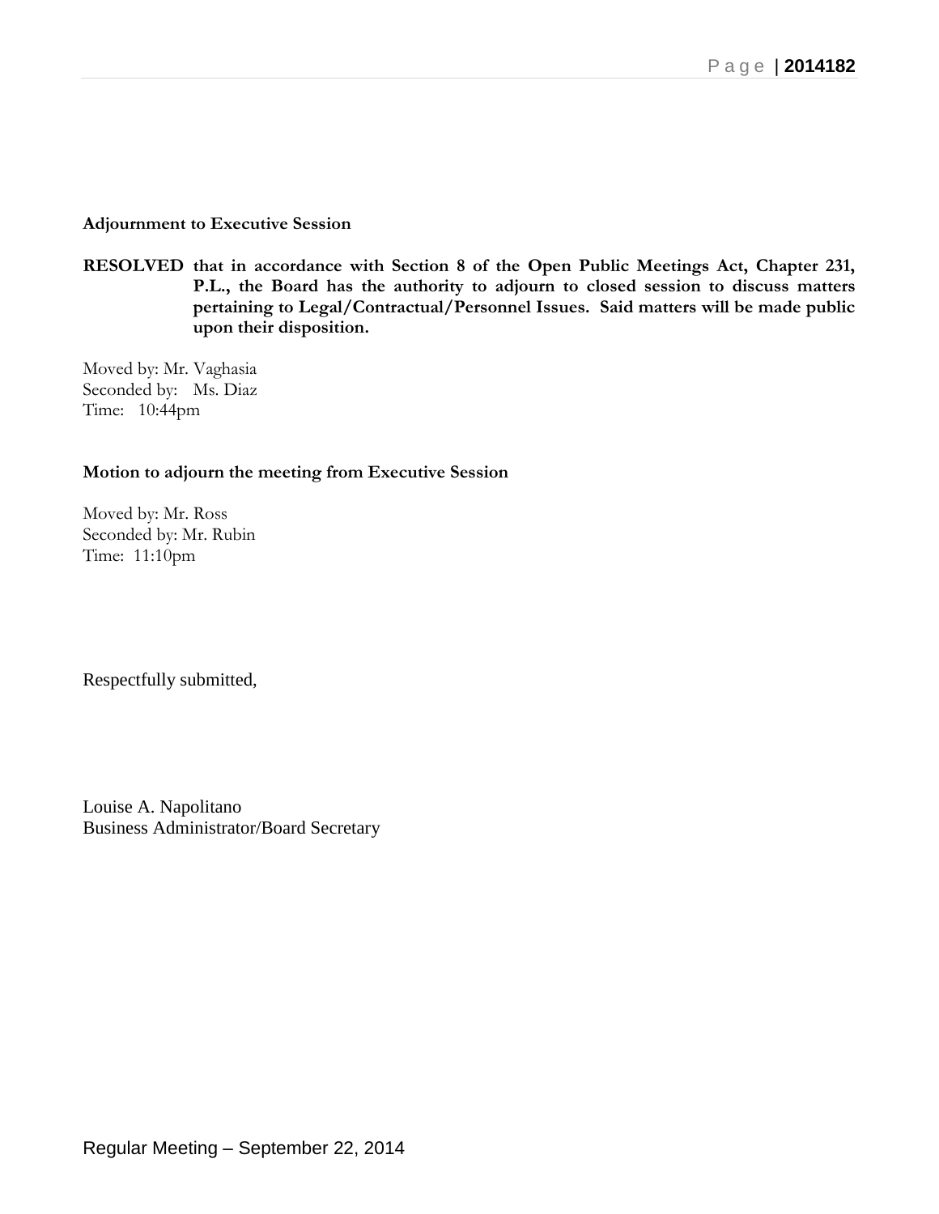**Adjournment to Executive Session**

**RESOLVED that in accordance with Section 8 of the Open Public Meetings Act, Chapter 231, P.L., the Board has the authority to adjourn to closed session to discuss matters pertaining to Legal/Contractual/Personnel Issues. Said matters will be made public upon their disposition.**

Moved by: Mr. Vaghasia
Seconded by: Ms. Diaz
Time: 10:44pm

**Motion to adjourn the meeting from Executive Session**

Moved by: Mr. Ross
Seconded by: Mr. Rubin
Time: 11:10pm

Respectfully submitted,

Louise A. Napolitano
Business Administrator/Board Secretary